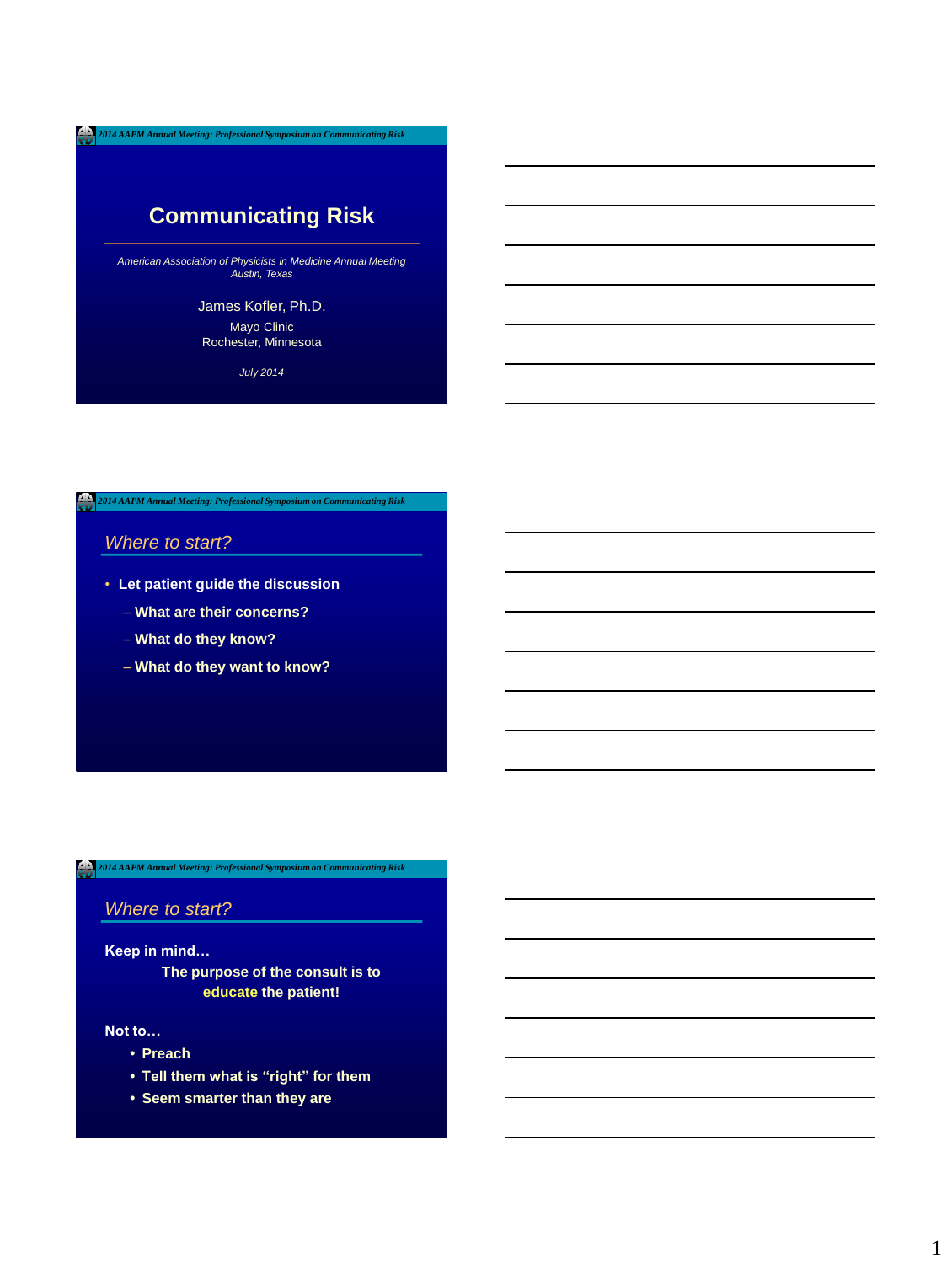# Communicating Risk

*American Association of Physicists in Medicine Annual Meeting*
*Austin, Texas*

James Kofler, Ph.D.

Mayo Clinic
Rochester, Minnesota

*July 2014*

## *Where to start?*

- **Let patient guide the discussion**
  - **What are their concerns?**
  - **What do they know?**
  - **What do they want to know?**

## *Where to start?*

**Keep in mind…**

**The purpose of the consult is to educate the patient!**

**Not to…**

- **Preach**
- **Tell them what is "right" for them**
- **Seem smarter than they are**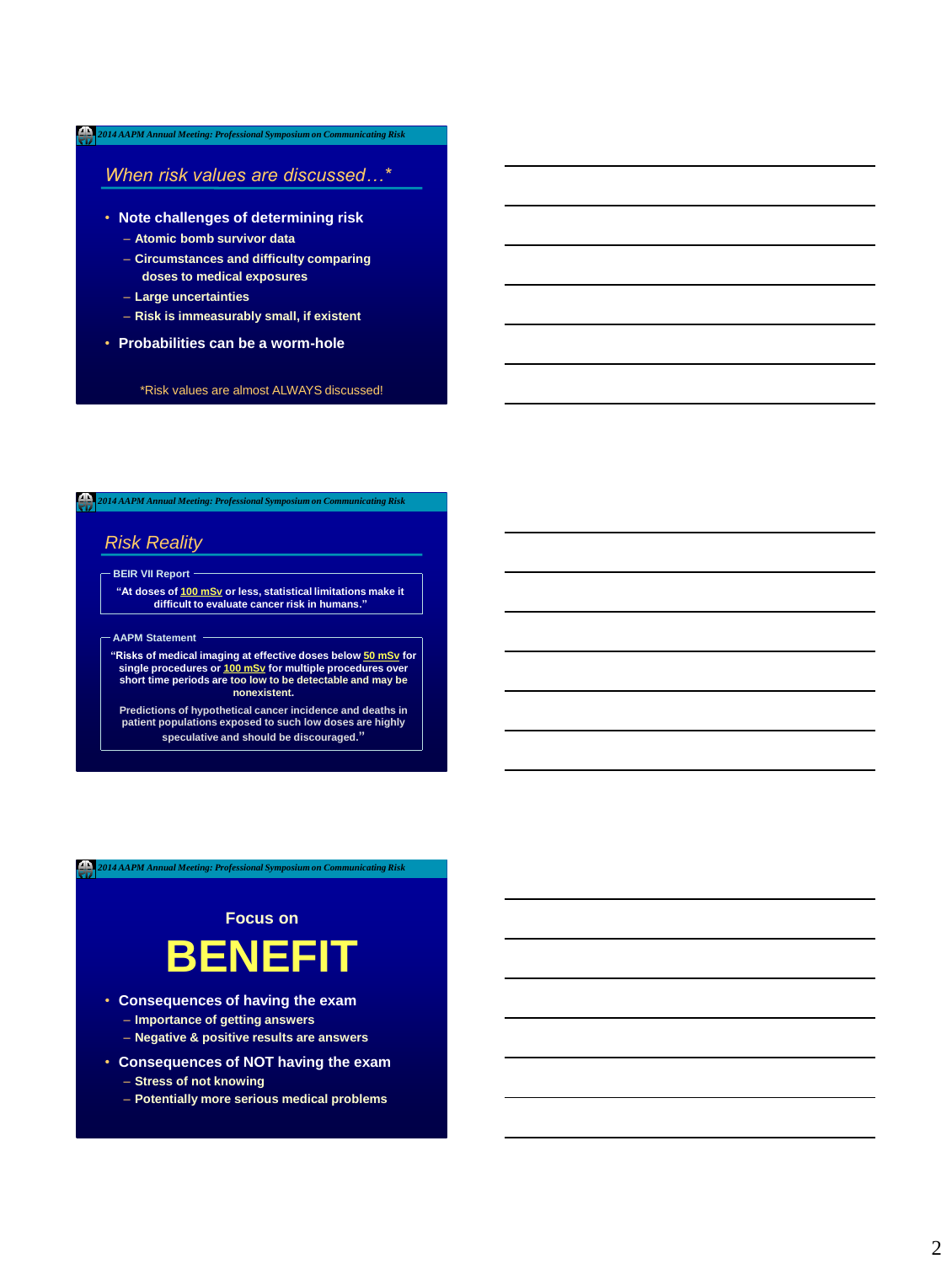## When risk values are discussed…*

- Note challenges of determining risk
  - Atomic bomb survivor data
  - Circumstances and difficulty comparing doses to medical exposures
  - Large uncertainties
  - Risk is immeasurably small, if existent
- Probabilities can be a worm-hole

*Risk values are almost ALWAYS discussed!

## Risk Reality

**BEIR VII Report**

"At doses of 100 mSv or less, statistical limitations make it difficult to evaluate cancer risk in humans."

**AAPM Statement**

"Risks of medical imaging at effective doses below 50 mSv for single procedures or 100 mSv for multiple procedures over short time periods are too low to be detectable and may be nonexistent.

Predictions of hypothetical cancer incidence and deaths in patient populations exposed to such low doses are highly speculative and should be discouraged."

## Focus on BENEFIT

- Consequences of having the exam
  - Importance of getting answers
  - Negative & positive results are answers
- Consequences of NOT having the exam
  - Stress of not knowing
  - Potentially more serious medical problems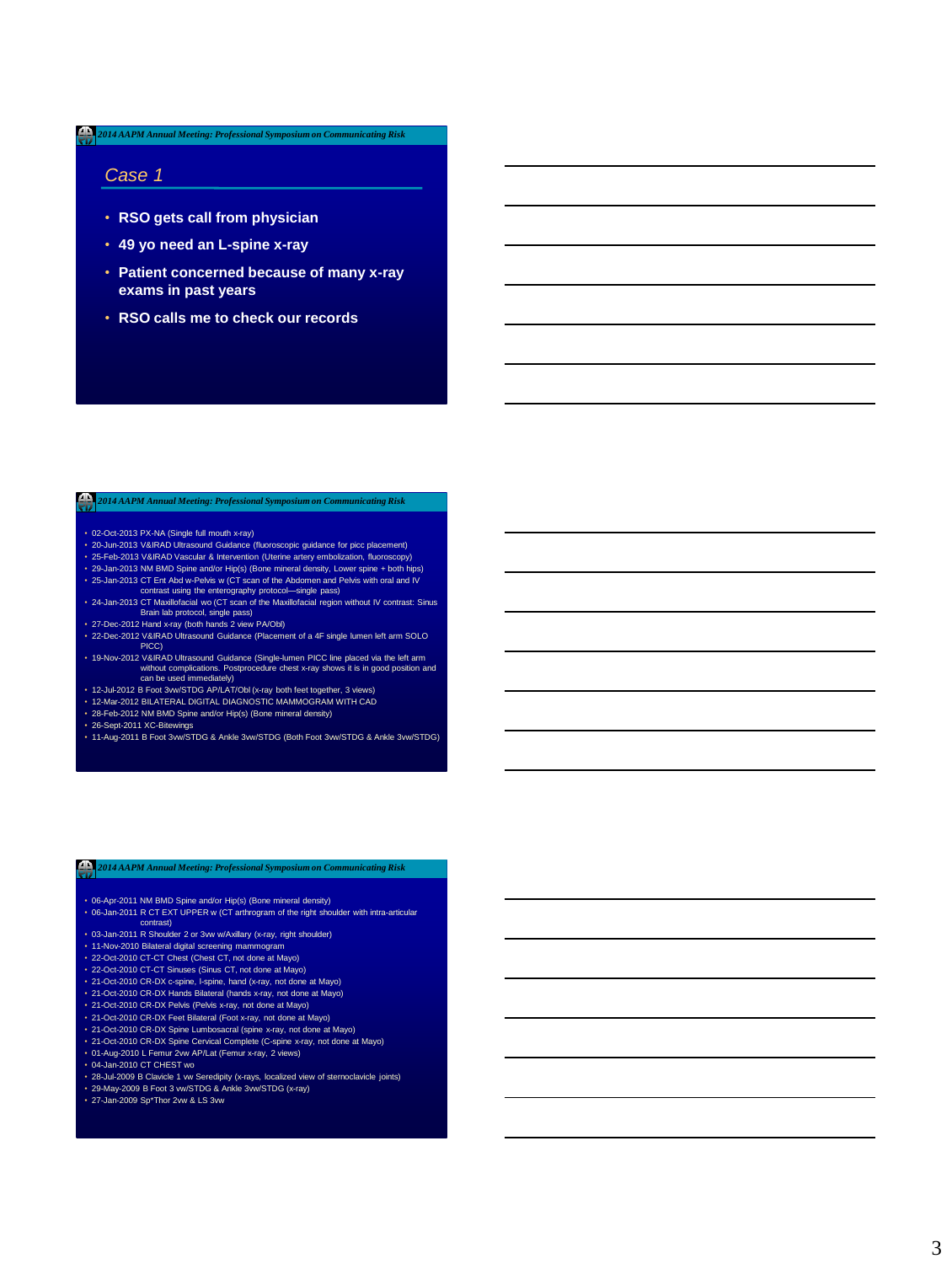## Case 1

- RSO gets call from physician
- 49 yo need an L-spine x-ray
- Patient concerned because of many x-ray exams in past years
- RSO calls me to check our records

---

- 02-Oct-2013 PX-NA (Single full mouth x-ray)
- 20-Jun-2013 V&IRAD Ultrasound Guidance (fluoroscopic guidance for picc placement)
- 25-Feb-2013 V&IRAD Vascular & Intervention (Uterine artery embolization, fluoroscopy)
- 29-Jan-2013 NM BMD Spine and/or Hip(s) (Bone mineral density, Lower spine + both hips)
- 25-Jan-2013 CT Ent Abd w-Pelvis w (CT scan of the Abdomen and Pelvis with oral and IV contrast using the enterography protocol—single pass)
- 24-Jan-2013 CT Maxillofacial wo (CT scan of the Maxillofacial region without IV contrast: Sinus Brain lab protocol, single pass)
- 27-Dec-2012 Hand x-ray (both hands 2 view PA/Obl)
- 22-Dec-2012 V&IRAD Ultrasound Guidance (Placement of a 4F single lumen left arm SOLO PICC)
- 19-Nov-2012 V&IRAD Ultrasound Guidance (Single-lumen PICC line placed via the left arm without complications. Postprocedure chest x-ray shows it is in good position and can be used immediately)
- 12-Jul-2012 B Foot 3vw/STDG AP/LAT/Obl (x-ray both feet together, 3 views)
- 12-Mar-2012 BILATERAL DIGITAL DIAGNOSTIC MAMMOGRAM WITH CAD
- 28-Feb-2012 NM BMD Spine and/or Hip(s) (Bone mineral density)
- 26-Sept-2011 XC-Bitewings
- 11-Aug-2011 B Foot 3vw/STDG & Ankle 3vw/STDG (Both Foot 3vw/STDG & Ankle 3vw/STDG)

---

- 06-Apr-2011 NM BMD Spine and/or Hip(s) (Bone mineral density)
- 06-Jan-2011 R CT EXT UPPER w (CT arthrogram of the right shoulder with intra-articular contrast)
- 03-Jan-2011 R Shoulder 2 or 3vw w/Axillary (x-ray, right shoulder)
- 11-Nov-2010 Bilateral digital screening mammogram
- 22-Oct-2010 CT-CT Chest (Chest CT, not done at Mayo)
- 22-Oct-2010 CT-CT Sinuses (Sinus CT, not done at Mayo)
- 21-Oct-2010 CR-DX c-spine, l-spine, hand (x-ray, not done at Mayo)
- 21-Oct-2010 CR-DX Hands Bilateral (hands x-ray, not done at Mayo)
- 21-Oct-2010 CR-DX Pelvis (Pelvis x-ray, not done at Mayo)
- 21-Oct-2010 CR-DX Feet Bilateral (Foot x-ray, not done at Mayo)
- 21-Oct-2010 CR-DX Spine Lumbosacral (spine x-ray, not done at Mayo)
- 21-Oct-2010 CR-DX Spine Cervical Complete (C-spine x-ray, not done at Mayo)
- 01-Aug-2010 L Femur 2vw AP/Lat (Femur x-ray, 2 views)
- 04-Jan-2010 CT CHEST wo
- 28-Jul-2009 B Clavicle 1 vw Seredipity (x-rays, localized view of sternoclavicle joints)
- 29-May-2009 B Foot 3 vw/STDG & Ankle 3vw/STDG (x-ray)
- 27-Jan-2009 Sp*Thor 2vw & LS 3vw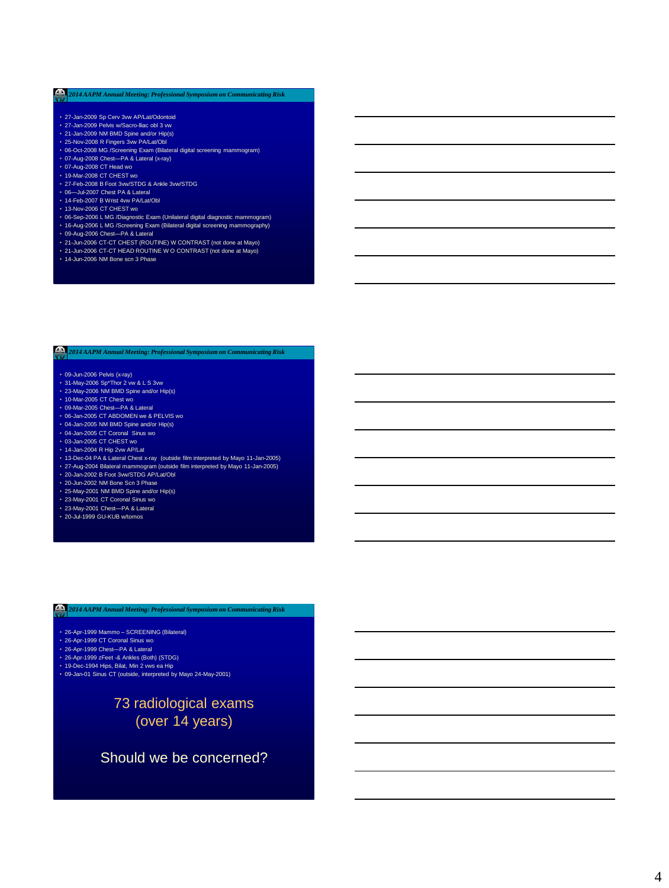- 27-Jan-2009 Sp Cerv 3vw AP/Lat/Odontoid
- 27-Jan-2009 Pelvis w/Sacro-Iliac obl 3 vw
- 21-Jan-2009 NM BMD Spine and/or Hip(s)
- 25-Nov-2008 R Fingers 3vw PA/Lat/Obl
- 06-Oct-2008 MG /Screening Exam (Bilateral digital screening mammogram)
- 07-Aug-2008 Chest—PA & Lateral (x-ray)
- 07-Aug-2008 CT Head wo
- 19-Mar-2008 CT CHEST wo
- 27-Feb-2008 B Foot 3vw/STDG & Ankle 3vw/STDG
- 06—Jul-2007 Chest PA & Lateral
- 14-Feb-2007 B Wrist 4vw PA/Lat/Obl
- 13-Nov-2006 CT CHEST wo
- 06-Sep-2006 L MG /Diagnostic Exam (Unilateral digital diagnostic mammogram)
- 16-Aug-2006 L MG /Screening Exam (Bilateral digital screening mammography)
- 09-Aug-2006 Chest—PA & Lateral
- 21-Jun-2006 CT-CT CHEST (ROUTINE) W CONTRAST (not done at Mayo)
- 21-Jun-2006 CT-CT HEAD ROUTINE W O CONTRAST (not done at Mayo)
- 14-Jun-2006 NM Bone scn 3 Phase

- 09-Jun-2006 Pelvis (x-ray)
- 31-May-2006 Sp*Thor 2 vw & L S 3vw
- 23-May-2006 NM BMD Spine and/or Hip(s)
- 10-Mar-2005 CT Chest wo
- 09-Mar-2005 Chest—PA & Lateral
- 06-Jan-2005 CT ABDOMEN we & PELVIS wo
- 04-Jan-2005 NM BMD Spine and/or Hip(s)
- 04-Jan-2005 CT Coronal Sinus wo
- 03-Jan-2005 CT CHEST wo
- 14-Jan-2004 R Hip 2vw AP/Lat
- 13-Dec-04 PA & Lateral Chest x-ray (outside film interpreted by Mayo 11-Jan-2005)
- 27-Aug-2004 Bilateral mammogram (outside film interpreted by Mayo 11-Jan-2005)
- 20-Jan-2002 B Foot 3vw/STDG AP/Lat/Obl
- 20-Jun-2002 NM Bone Scn 3 Phase
- 25-May-2001 NM BMD Spine and/or Hip(s)
- 23-May-2001 CT Coronal Sinus wo
- 23-May-2001 Chest—PA & Lateral
- 20-Jul-1999 GU-KUB w/tomos

- 26-Apr-1999 Mammo – SCREENING (Bilateral)
- 26-Apr-1999 CT Coronal Sinus wo
- 26-Apr-1999 Chest—PA & Lateral
- 26-Apr-1999 zFeet -& Ankles (Both) (STDG)
- 19-Dec-1994 Hips, Bilat, Min 2 vws ea Hip
- 09-Jan-01 Sinus CT (outside, interpreted by Mayo 24-May-2001)

73 radiological exams
(over 14 years)

Should we be concerned?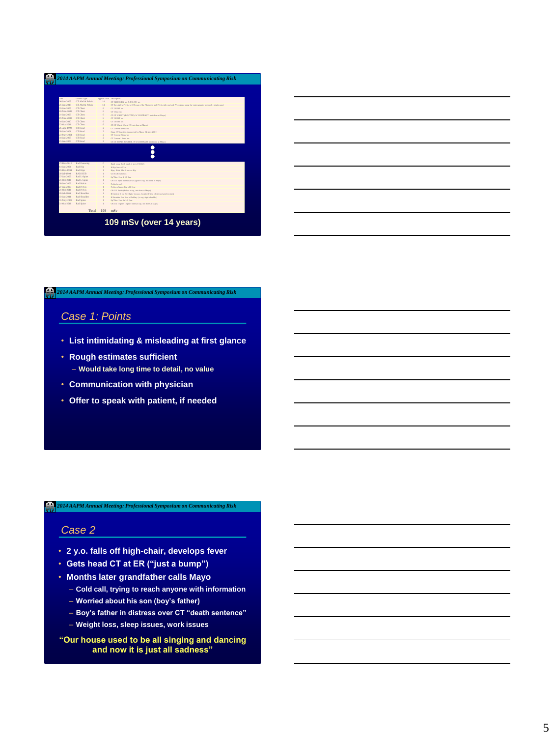## Slide 1

| Date | General Type | Approx Dose | Description |
|---|---|---|---|
| 06-Jan-2005 | CT Abd & Pelvis | 14 | CT ABDOMEN and & PELVIS wo |
| 21-Jan-2013 | CT Abd & Pelvis | 14 | CT Ext Abd w Pelvis w/ (CT scan of the Abdomen and Pelvis with oral and IV contrast using the enterography protocol - single pass) |
| 03-Jan-2005 | CT Chest | 6 | CT CHEST wo |
| 19-Mar-2005 | CT Chest | 6 | CT Chest wo |
| 21-Jan-2006 | CT Chest | 6 | CT CT CHEST (ROUTINE) W CONTRAST (not done at Mayo) |
| 19-Mar-2008 | CT Chest | 6 | CT CHEST wo |
| 24-Jan-2010 | CT Chest | 6 | CT CHEST wo |
| 22-Oct-2010 | CT Chest | 6 | CT CT Chest (Chest CT, not done at Mayo) |
| 26-Apr-1999 | CT Head | 2 | CT Coronal Sinus wo |
| 06-Jan-2001 | CT Head | 2 | Sinus CT (outside, interpreted by Mayo 24-May-2001) |
| 22-May-2001 | CT Head | 2 | CT Coronal Sinus wo |
| 16-Jan-2005 | CT Head | 2 | CT Coronal Sinus wo |
| 23-Jan-2006 | CT Head | 2 | CT CT HEAD ROUTINE W/O CONTRAST (not done at Mayo) |

⋮

| Date | General Type | Approx Dose | Description |
|---|---|---|---|
| 27-Dec-2012 | Rad Extremity | 0 | Hand x-ray (both hands 2 view PA/OB) |
| 14-Jan-2004 | Rad Hip | 1 | R Hip (two AP/Lat |
| 19-Dec-1994 | Rad Hips | 1 | Hips, Pelvis Min 2 vws w Hip |
| 28-Jul-1998 | RAD KUB | 1 | (2) KUB w/notes |
| 27-Jan-2000 | Rad L-Spine | 1 | Sp*Thor 2vw & LS 5vw |
| 21-Oct-2010 | Rad L-Spine | 1 | CR-DX Spine Lumbosacral (spine x-ray, not done at Mayo) |
| 09-Jan-2006 | Rad Pelvis | 1 | Pelvis (x-ray) |
| 27-Jan-2000 | Rad Pelvis | 1 | Pelvis w/Sacro Illiac slt 3 vw |
| 21-Oct-2010 | Rad Pelvis | 1 | CR-DX Pelvis (Pelvis x-ray, not done at Mayo) |
| 28-Jul-2009 | Rad Shoulder | 1 | R Clavicle 1 vw Sternjoint (x-ray, localized view of sternoclavicle joints) |
| 16-Jan-2011 | Rad Shoulder | 1 | R Shoulder 2 or 3vw w/Axillary (x-ray, right shoulder) |
| 16-May-2004 | Rad Spine | 1 | Sp*Thor 2 vw & LS 5vw |
| 21-Oct-2010 | Rad Spine | 1 | CR-DX c-spine, l-spine, hand (x-ray, not done at Mayo) |
| | Total | 109 | mSv |

**109 mSv (over 14 years)**

## Case 1: Points

- List intimidating & misleading at first glance
- Rough estimates sufficient
  - Would take long time to detail, no value
- Communication with physician
- Offer to speak with patient, if needed

## Case 2

- 2 y.o. falls off high-chair, develops fever
- Gets head CT at ER ("just a bump")
- Months later grandfather calls Mayo
  - Cold call, trying to reach anyone with information
  - Worried about his son (boy's father)
  - Boy's father in distress over CT "death sentence"
  - Weight loss, sleep issues, work issues

**"Our house used to be all singing and dancing and now it is just all sadness"**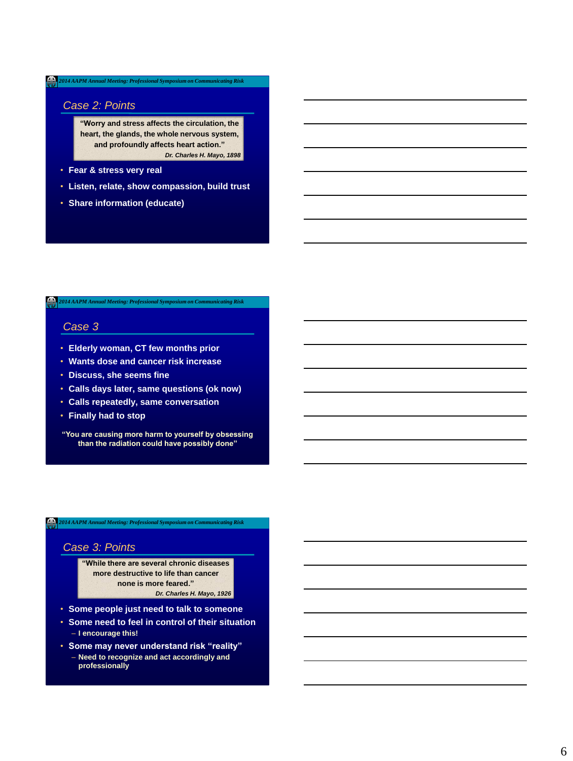## Case 2: Points

> "Worry and stress affects the circulation, the heart, the glands, the whole nervous system, and profoundly affects heart action."
>
> *Dr. Charles H. Mayo, 1898*

- Fear & stress very real
- Listen, relate, show compassion, build trust
- Share information (educate)

## Case 3

- Elderly woman, CT few months prior
- Wants dose and cancer risk increase
- Discuss, she seems fine
- Calls days later, same questions (ok now)
- Calls repeatedly, same conversation
- Finally had to stop

"You are causing more harm to yourself by obsessing than the radiation could have possibly done"

## Case 3: Points

> "While there are several chronic diseases more destructive to life than cancer none is more feared."
>
> *Dr. Charles H. Mayo, 1926*

- Some people just need to talk to someone
- Some need to feel in control of their situation
  - I encourage this!
- Some may never understand risk "reality"
  - Need to recognize and act accordingly and professionally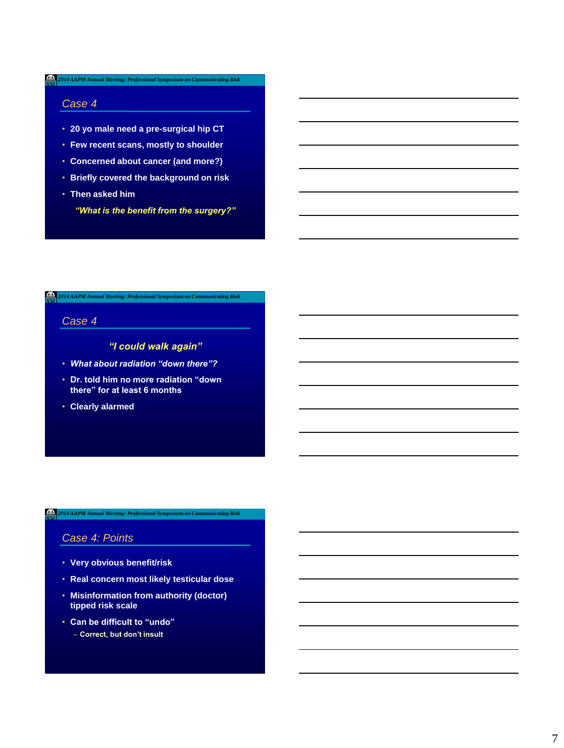## Case 4

- 20 yo male need a pre-surgical hip CT
- Few recent scans, mostly to shoulder
- Concerned about cancer (and more?)
- Briefly covered the background on risk
- Then asked him

*"What is the benefit from the surgery?"*

## Case 4

*"I could walk again"*

- *What about radiation "down there"?*
- Dr. told him no more radiation "down there" for at least 6 months
- Clearly alarmed

## Case 4: Points

- Very obvious benefit/risk
- Real concern most likely testicular dose
- Misinformation from authority (doctor) tipped risk scale
- Can be difficult to "undo"
  - Correct, but don't insult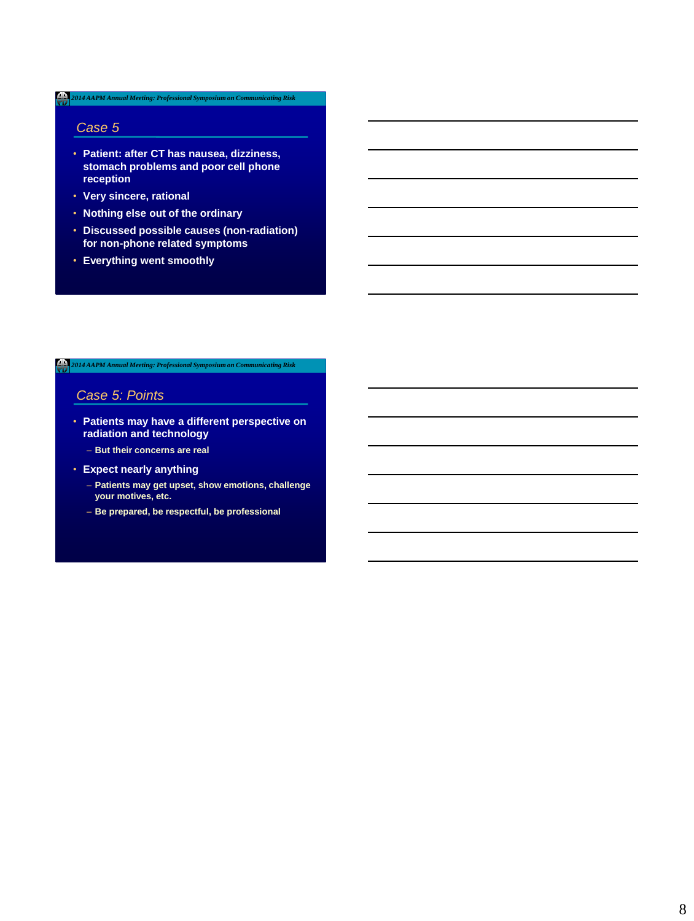## Case 5

- Patient: after CT has nausea, dizziness, stomach problems and poor cell phone reception
- Very sincere, rational
- Nothing else out of the ordinary
- Discussed possible causes (non-radiation) for non-phone related symptoms
- Everything went smoothly

## Case 5: Points

- Patients may have a different perspective on radiation and technology
  - But their concerns are real
- Expect nearly anything
  - Patients may get upset, show emotions, challenge your motives, etc.
  - Be prepared, be respectful, be professional